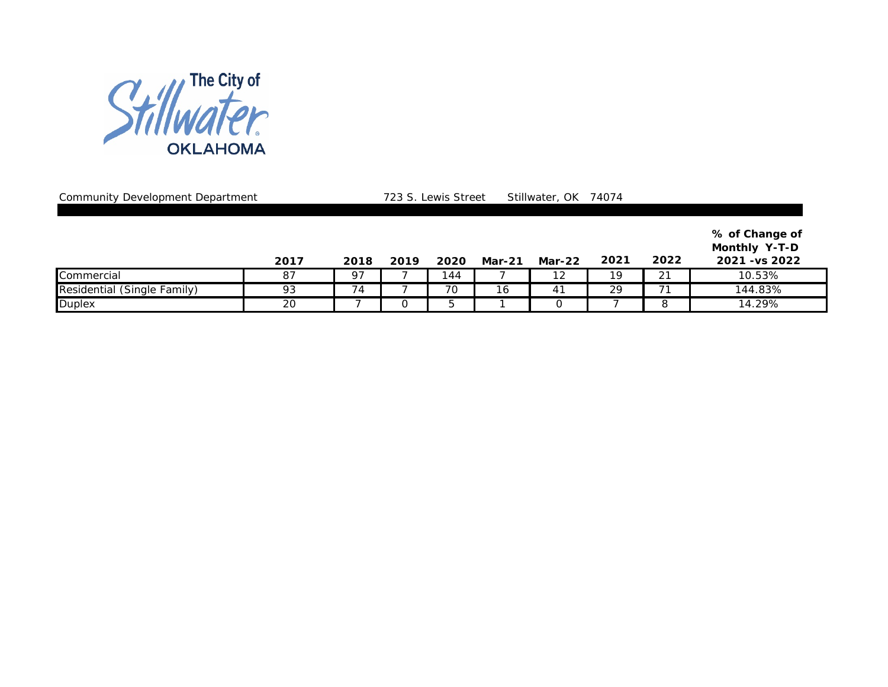The City of Stillwater OKLAHOMA

Community Development Department 723 S. Lewis Street Stillwater, OK 74074

| | 2017 | 2018 | 2019 | 2020 | Mar-21 | Mar-22 | 2021 | 2022 | % of Change of Monthly Y-T-D 2021 -vs 2022 |
|---|---|---|---|---|---|---|---|---|---|
| Commercial | 87 | 97 | 7 | 144 | 7 | 12 | 19 | 21 | 10.53% |
| Residential (Single Family) | 93 | 74 | 7 | 70 | 16 | 41 | 29 | 71 | 144.83% |
| Duplex | 20 | 7 | 0 | 5 | 1 | 0 | 7 | 8 | 14.29% |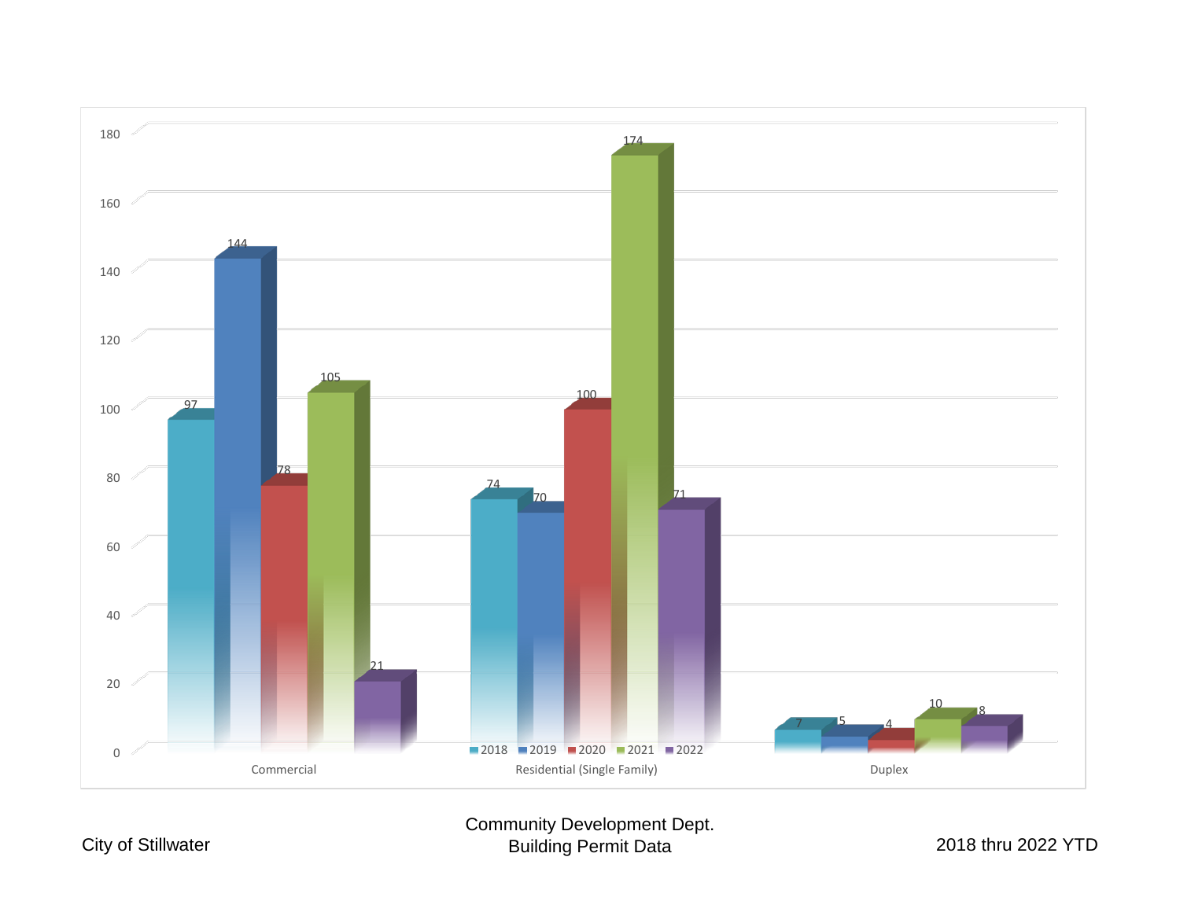| | 2018 | 2019 | 2020 | 2021 | 2022 |
|---|---|---|---|---|---|
| Commercial | 97 | 144 | 78 | 105 | 21 |
| Residential (Single Family) | 74 | 70 | 100 | 174 | 71 |
| Duplex | 7 | 5 | 4 | 10 | 8 |

City of Stillwater

Community Development Dept.
Building Permit Data

2018 thru 2022 YTD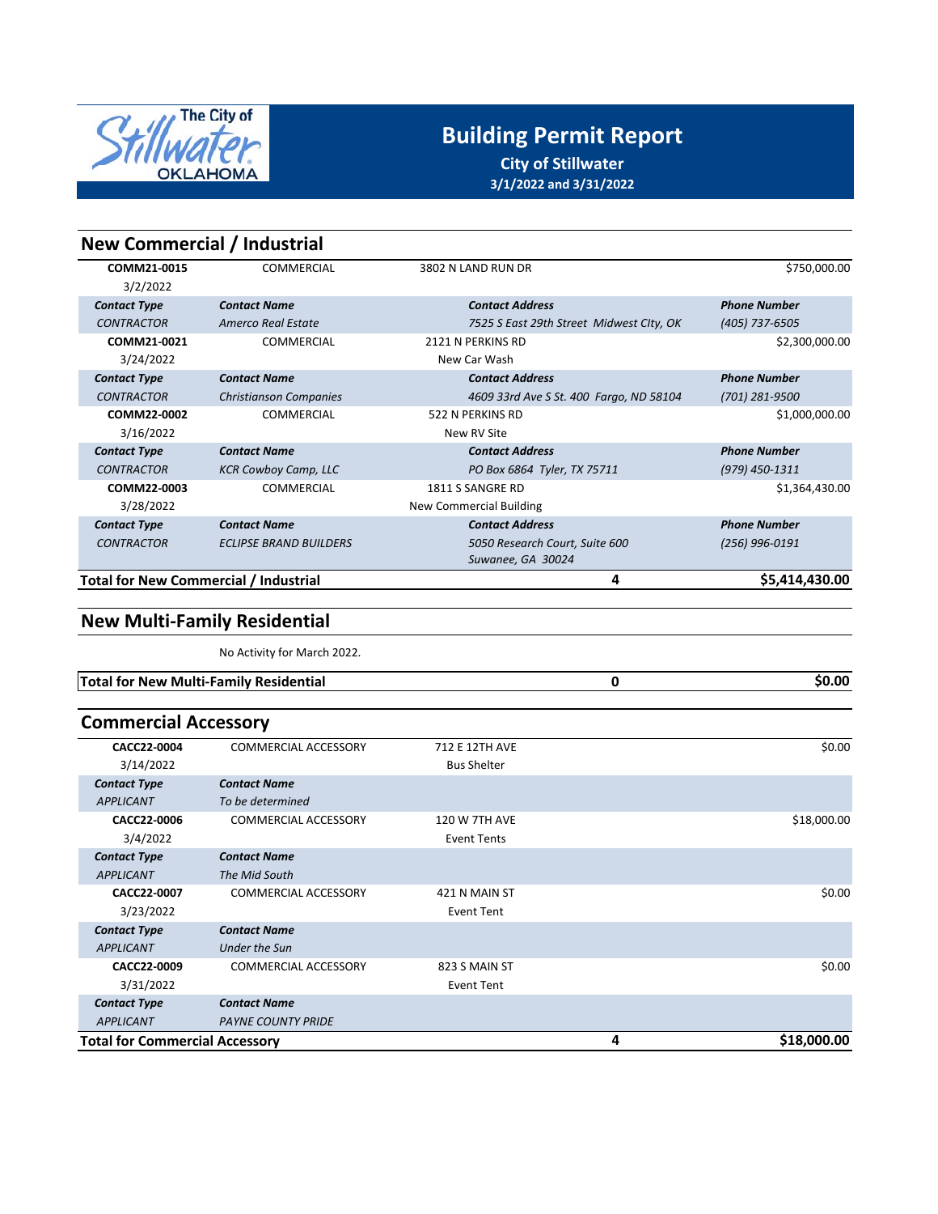# Building Permit Report

**City of Stillwater**

**3/1/2022 and 3/31/2022**

## New Commercial / Industrial

| Permit | Type | Address | Value |
|---|---|---|---|
| **COMM21-0015**<br>3/2/2022 | COMMERCIAL | 3802 N LAND RUN DR | $750,000.00 |

| *Contact Type* | *Contact Name* | *Contact Address* | *Phone Number* |
|---|---|---|---|
| *CONTRACTOR* | *Amerco Real Estate* | *7525 S East 29th Street Midwest CIty, OK* | *(405) 737-6505* |

| Permit | Type | Address | Value |
|---|---|---|---|
| **COMM21-0021**<br>3/24/2022 | COMMERCIAL | 2121 N PERKINS RD<br>New Car Wash | $2,300,000.00 |

| *Contact Type* | *Contact Name* | *Contact Address* | *Phone Number* |
|---|---|---|---|
| *CONTRACTOR* | *Christianson Companies* | *4609 33rd Ave S St. 400 Fargo, ND 58104* | *(701) 281-9500* |

| Permit | Type | Address | Value |
|---|---|---|---|
| **COMM22-0002**<br>3/16/2022 | COMMERCIAL | 522 N PERKINS RD<br>New RV Site | $1,000,000.00 |

| *Contact Type* | *Contact Name* | *Contact Address* | *Phone Number* |
|---|---|---|---|
| *CONTRACTOR* | *KCR Cowboy Camp, LLC* | *PO Box 6864 Tyler, TX 75711* | *(979) 450-1311* |

| Permit | Type | Address | Value |
|---|---|---|---|
| **COMM22-0003**<br>3/28/2022 | COMMERCIAL | 1811 S SANGRE RD<br>New Commercial Building | $1,364,430.00 |

| *Contact Type* | *Contact Name* | *Contact Address* | *Phone Number* |
|---|---|---|---|
| *CONTRACTOR* | *ECLIPSE BRAND BUILDERS* | *5050 Research Court, Suite 600 Suwanee, GA 30024* | *(256) 996-0191* |

| **Total for New Commercial / Industrial** | **4** | **$5,414,430.00** |
|---|---|---|

## New Multi-Family Residential

No Activity for March 2022.

| **Total for New Multi-Family Residential** | **0** | **$0.00** |
|---|---|---|

## Commercial Accessory

| Permit | Type | Address | Value |
|---|---|---|---|
| **CACC22-0004**<br>3/14/2022 | COMMERCIAL ACCESSORY | 712 E 12TH AVE<br>Bus Shelter | $0.00 |

| *Contact Type* | *Contact Name* |
|---|---|
| *APPLICANT* | *To be determined* |

| Permit | Type | Address | Value |
|---|---|---|---|
| **CACC22-0006**<br>3/4/2022 | COMMERCIAL ACCESSORY | 120 W 7TH AVE<br>Event Tents | $18,000.00 |

| *Contact Type* | *Contact Name* |
|---|---|
| *APPLICANT* | *The Mid South* |

| Permit | Type | Address | Value |
|---|---|---|---|
| **CACC22-0007**<br>3/23/2022 | COMMERCIAL ACCESSORY | 421 N MAIN ST<br>Event Tent | $0.00 |

| *Contact Type* | *Contact Name* |
|---|---|
| *APPLICANT* | *Under the Sun* |

| Permit | Type | Address | Value |
|---|---|---|---|
| **CACC22-0009**<br>3/31/2022 | COMMERCIAL ACCESSORY | 823 S MAIN ST<br>Event Tent | $0.00 |

| *Contact Type* | *Contact Name* |
|---|---|
| *APPLICANT* | *PAYNE COUNTY PRIDE* |

| **Total for Commercial Accessory** | **4** | **$18,000.00** |
|---|---|---|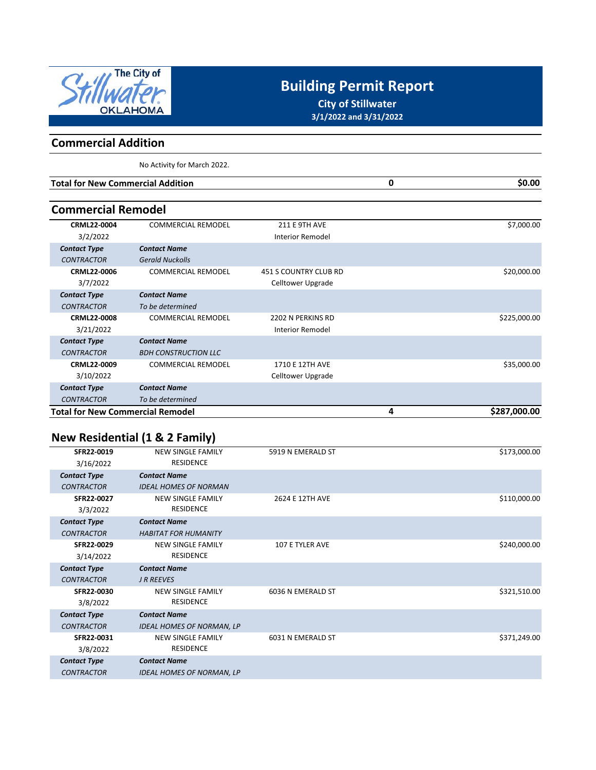# Building Permit Report

**City of Stillwater**

**3/1/2022 and 3/31/2022**

## Commercial Addition

No Activity for March 2022.

| **Total for New Commercial Addition** | | | **0** | **$0.00** |
|---|---|---|---|---|

## Commercial Remodel

| | | | | |
|---|---|---|---|---|
| **CRML22-0004** 3/2/2022 | COMMERCIAL REMODEL | 211 E 9TH AVE Interior Remodel | | $7,000.00 |
| ***Contact Type*** | ***Contact Name*** | | | |
| *CONTRACTOR* | *Gerald Nuckolls* | | | |
| **CRML22-0006** 3/7/2022 | COMMERCIAL REMODEL | 451 S COUNTRY CLUB RD Celltower Upgrade | | $20,000.00 |
| ***Contact Type*** | ***Contact Name*** | | | |
| *CONTRACTOR* | *To be determined* | | | |
| **CRML22-0008** 3/21/2022 | COMMERCIAL REMODEL | 2202 N PERKINS RD Interior Remodel | | $225,000.00 |
| ***Contact Type*** | ***Contact Name*** | | | |
| *CONTRACTOR* | *BDH CONSTRUCTION LLC* | | | |
| **CRML22-0009** 3/10/2022 | COMMERCIAL REMODEL | 1710 E 12TH AVE Celltower Upgrade | | $35,000.00 |
| ***Contact Type*** | ***Contact Name*** | | | |
| *CONTRACTOR* | *To be determined* | | | |
| **Total for New Commercial Remodel** | | | **4** | **$287,000.00** |

## New Residential (1 & 2 Family)

| | | | |
|---|---|---|---|
| **SFR22-0019** 3/16/2022 | NEW SINGLE FAMILY RESIDENCE | 5919 N EMERALD ST | $173,000.00 |
| ***Contact Type*** | ***Contact Name*** | | |
| *CONTRACTOR* | *IDEAL HOMES OF NORMAN* | | |
| **SFR22-0027** 3/3/2022 | NEW SINGLE FAMILY RESIDENCE | 2624 E 12TH AVE | $110,000.00 |
| ***Contact Type*** | ***Contact Name*** | | |
| *CONTRACTOR* | *HABITAT FOR HUMANITY* | | |
| **SFR22-0029** 3/14/2022 | NEW SINGLE FAMILY RESIDENCE | 107 E TYLER AVE | $240,000.00 |
| ***Contact Type*** | ***Contact Name*** | | |
| *CONTRACTOR* | *J R REEVES* | | |
| **SFR22-0030** 3/8/2022 | NEW SINGLE FAMILY RESIDENCE | 6036 N EMERALD ST | $321,510.00 |
| ***Contact Type*** | ***Contact Name*** | | |
| *CONTRACTOR* | *IDEAL HOMES OF NORMAN, LP* | | |
| **SFR22-0031** 3/8/2022 | NEW SINGLE FAMILY RESIDENCE | 6031 N EMERALD ST | $371,249.00 |
| ***Contact Type*** | ***Contact Name*** | | |
| *CONTRACTOR* | *IDEAL HOMES OF NORMAN, LP* | | |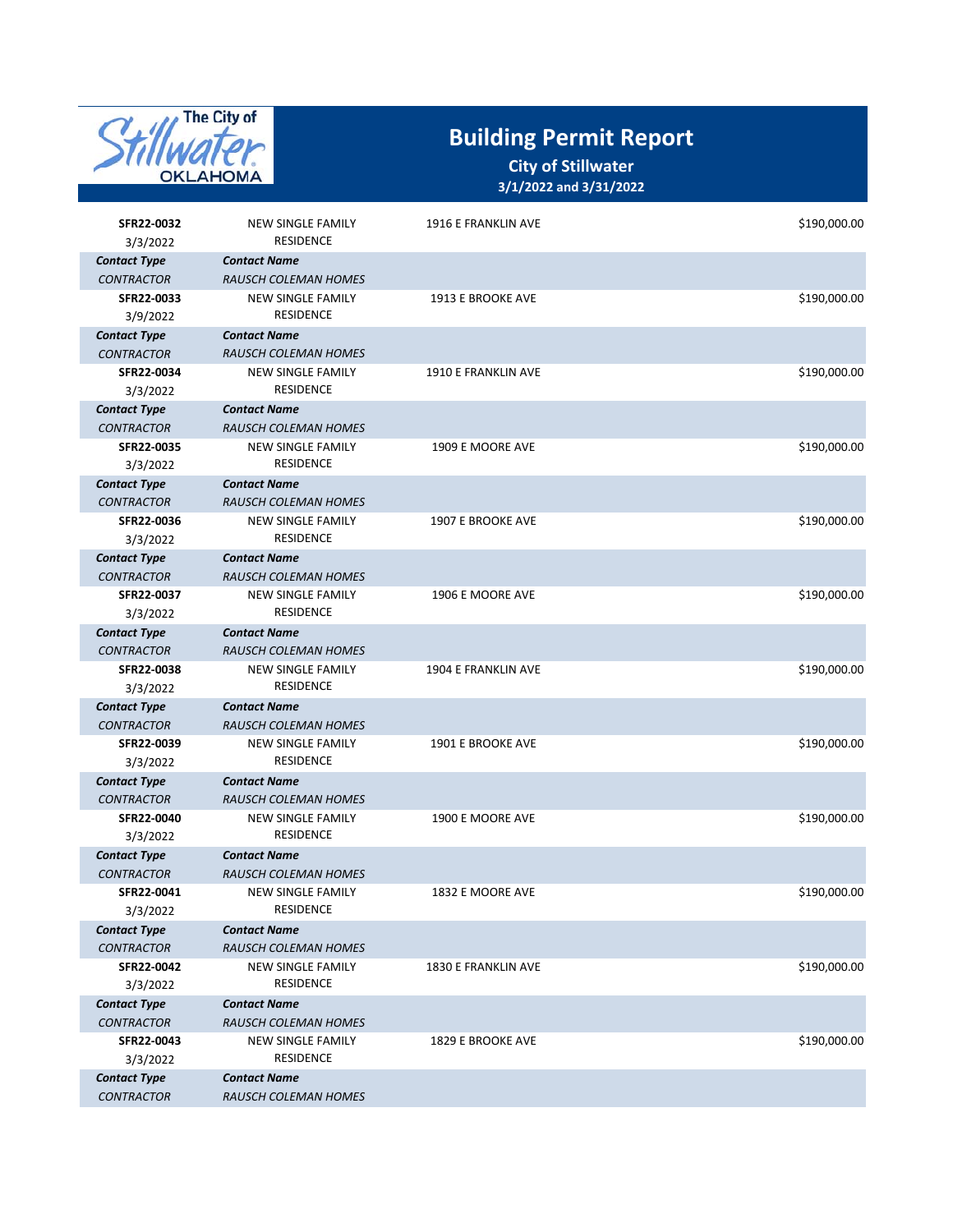# Building Permit Report

**City of Stillwater**

**3/1/2022 and 3/31/2022**

| | | | |
|---|---|---|---|
| **SFR22-0032** 3/3/2022 | NEW SINGLE FAMILY RESIDENCE | 1916 E FRANKLIN AVE | $190,000.00 |
| ***Contact Type*** | ***Contact Name*** | | |
| *CONTRACTOR* | *RAUSCH COLEMAN HOMES* | | |
| **SFR22-0033** 3/9/2022 | NEW SINGLE FAMILY RESIDENCE | 1913 E BROOKE AVE | $190,000.00 |
| ***Contact Type*** | ***Contact Name*** | | |
| *CONTRACTOR* | *RAUSCH COLEMAN HOMES* | | |
| **SFR22-0034** 3/3/2022 | NEW SINGLE FAMILY RESIDENCE | 1910 E FRANKLIN AVE | $190,000.00 |
| ***Contact Type*** | ***Contact Name*** | | |
| *CONTRACTOR* | *RAUSCH COLEMAN HOMES* | | |
| **SFR22-0035** 3/3/2022 | NEW SINGLE FAMILY RESIDENCE | 1909 E MOORE AVE | $190,000.00 |
| ***Contact Type*** | ***Contact Name*** | | |
| *CONTRACTOR* | *RAUSCH COLEMAN HOMES* | | |
| **SFR22-0036** 3/3/2022 | NEW SINGLE FAMILY RESIDENCE | 1907 E BROOKE AVE | $190,000.00 |
| ***Contact Type*** | ***Contact Name*** | | |
| *CONTRACTOR* | *RAUSCH COLEMAN HOMES* | | |
| **SFR22-0037** 3/3/2022 | NEW SINGLE FAMILY RESIDENCE | 1906 E MOORE AVE | $190,000.00 |
| ***Contact Type*** | ***Contact Name*** | | |
| *CONTRACTOR* | *RAUSCH COLEMAN HOMES* | | |
| **SFR22-0038** 3/3/2022 | NEW SINGLE FAMILY RESIDENCE | 1904 E FRANKLIN AVE | $190,000.00 |
| ***Contact Type*** | ***Contact Name*** | | |
| *CONTRACTOR* | *RAUSCH COLEMAN HOMES* | | |
| **SFR22-0039** 3/3/2022 | NEW SINGLE FAMILY RESIDENCE | 1901 E BROOKE AVE | $190,000.00 |
| ***Contact Type*** | ***Contact Name*** | | |
| *CONTRACTOR* | *RAUSCH COLEMAN HOMES* | | |
| **SFR22-0040** 3/3/2022 | NEW SINGLE FAMILY RESIDENCE | 1900 E MOORE AVE | $190,000.00 |
| ***Contact Type*** | ***Contact Name*** | | |
| *CONTRACTOR* | *RAUSCH COLEMAN HOMES* | | |
| **SFR22-0041** 3/3/2022 | NEW SINGLE FAMILY RESIDENCE | 1832 E MOORE AVE | $190,000.00 |
| ***Contact Type*** | ***Contact Name*** | | |
| *CONTRACTOR* | *RAUSCH COLEMAN HOMES* | | |
| **SFR22-0042** 3/3/2022 | NEW SINGLE FAMILY RESIDENCE | 1830 E FRANKLIN AVE | $190,000.00 |
| ***Contact Type*** | ***Contact Name*** | | |
| *CONTRACTOR* | *RAUSCH COLEMAN HOMES* | | |
| **SFR22-0043** 3/3/2022 | NEW SINGLE FAMILY RESIDENCE | 1829 E BROOKE AVE | $190,000.00 |
| ***Contact Type*** | ***Contact Name*** | | |
| *CONTRACTOR* | *RAUSCH COLEMAN HOMES* | | |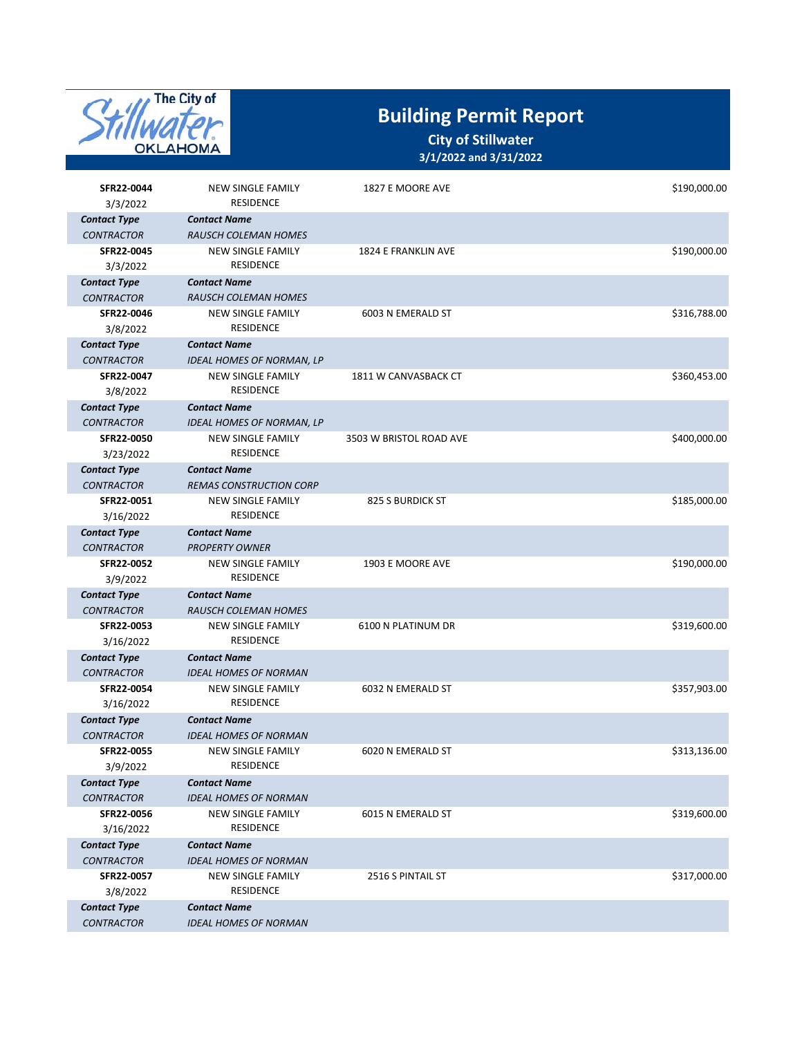# Building Permit Report

**City of Stillwater**

**3/1/2022 and 3/31/2022**

| | | | |
|---|---|---|---|
| **SFR22-0044** 3/3/2022 | NEW SINGLE FAMILY RESIDENCE | 1827 E MOORE AVE | $190,000.00 |
| ***Contact Type*** | ***Contact Name*** | | |
| *CONTRACTOR* | *RAUSCH COLEMAN HOMES* | | |
| **SFR22-0045** 3/3/2022 | NEW SINGLE FAMILY RESIDENCE | 1824 E FRANKLIN AVE | $190,000.00 |
| ***Contact Type*** | ***Contact Name*** | | |
| *CONTRACTOR* | *RAUSCH COLEMAN HOMES* | | |
| **SFR22-0046** 3/8/2022 | NEW SINGLE FAMILY RESIDENCE | 6003 N EMERALD ST | $316,788.00 |
| ***Contact Type*** | ***Contact Name*** | | |
| *CONTRACTOR* | *IDEAL HOMES OF NORMAN, LP* | | |
| **SFR22-0047** 3/8/2022 | NEW SINGLE FAMILY RESIDENCE | 1811 W CANVASBACK CT | $360,453.00 |
| ***Contact Type*** | ***Contact Name*** | | |
| *CONTRACTOR* | *IDEAL HOMES OF NORMAN, LP* | | |
| **SFR22-0050** 3/23/2022 | NEW SINGLE FAMILY RESIDENCE | 3503 W BRISTOL ROAD AVE | $400,000.00 |
| ***Contact Type*** | ***Contact Name*** | | |
| *CONTRACTOR* | *REMAS CONSTRUCTION CORP* | | |
| **SFR22-0051** 3/16/2022 | NEW SINGLE FAMILY RESIDENCE | 825 S BURDICK ST | $185,000.00 |
| ***Contact Type*** | ***Contact Name*** | | |
| *CONTRACTOR* | *PROPERTY OWNER* | | |
| **SFR22-0052** 3/9/2022 | NEW SINGLE FAMILY RESIDENCE | 1903 E MOORE AVE | $190,000.00 |
| ***Contact Type*** | ***Contact Name*** | | |
| *CONTRACTOR* | *RAUSCH COLEMAN HOMES* | | |
| **SFR22-0053** 3/16/2022 | NEW SINGLE FAMILY RESIDENCE | 6100 N PLATINUM DR | $319,600.00 |
| ***Contact Type*** | ***Contact Name*** | | |
| *CONTRACTOR* | *IDEAL HOMES OF NORMAN* | | |
| **SFR22-0054** 3/16/2022 | NEW SINGLE FAMILY RESIDENCE | 6032 N EMERALD ST | $357,903.00 |
| ***Contact Type*** | ***Contact Name*** | | |
| *CONTRACTOR* | *IDEAL HOMES OF NORMAN* | | |
| **SFR22-0055** 3/9/2022 | NEW SINGLE FAMILY RESIDENCE | 6020 N EMERALD ST | $313,136.00 |
| ***Contact Type*** | ***Contact Name*** | | |
| *CONTRACTOR* | *IDEAL HOMES OF NORMAN* | | |
| **SFR22-0056** 3/16/2022 | NEW SINGLE FAMILY RESIDENCE | 6015 N EMERALD ST | $319,600.00 |
| ***Contact Type*** | ***Contact Name*** | | |
| *CONTRACTOR* | *IDEAL HOMES OF NORMAN* | | |
| **SFR22-0057** 3/8/2022 | NEW SINGLE FAMILY RESIDENCE | 2516 S PINTAIL ST | $317,000.00 |
| ***Contact Type*** | ***Contact Name*** | | |
| *CONTRACTOR* | *IDEAL HOMES OF NORMAN* | | |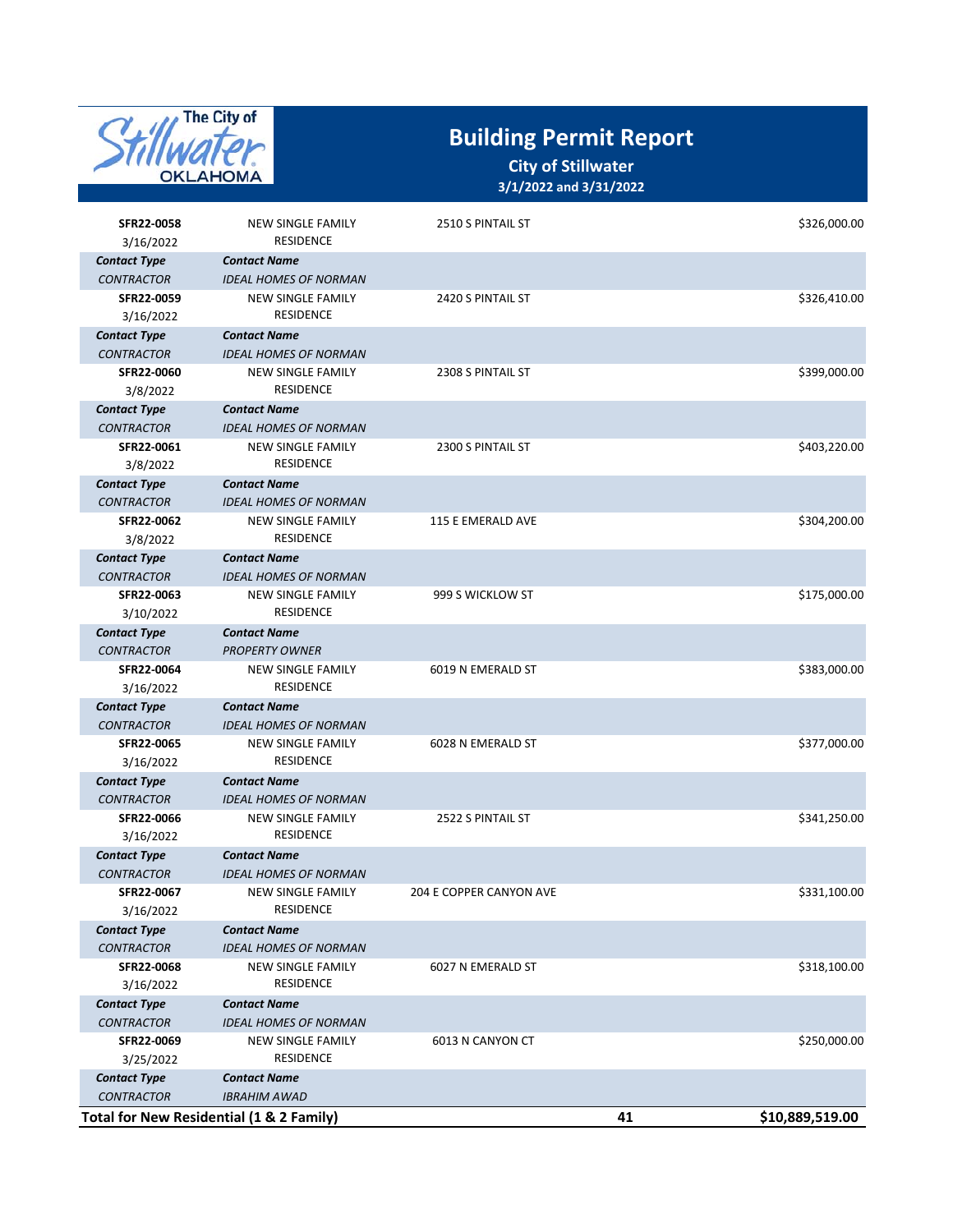# Building Permit Report

**City of Stillwater**

**3/1/2022 and 3/31/2022**

| Permit | Description | Address | | Value |
|---|---|---|---|---|
| **SFR22-0058** 3/16/2022 | NEW SINGLE FAMILY RESIDENCE | 2510 S PINTAIL ST | | $326,000.00 |
| ***Contact Type*** | ***Contact Name*** | | | |
| *CONTRACTOR* | *IDEAL HOMES OF NORMAN* | | | |
| **SFR22-0059** 3/16/2022 | NEW SINGLE FAMILY RESIDENCE | 2420 S PINTAIL ST | | $326,410.00 |
| ***Contact Type*** | ***Contact Name*** | | | |
| *CONTRACTOR* | *IDEAL HOMES OF NORMAN* | | | |
| **SFR22-0060** 3/8/2022 | NEW SINGLE FAMILY RESIDENCE | 2308 S PINTAIL ST | | $399,000.00 |
| ***Contact Type*** | ***Contact Name*** | | | |
| *CONTRACTOR* | *IDEAL HOMES OF NORMAN* | | | |
| **SFR22-0061** 3/8/2022 | NEW SINGLE FAMILY RESIDENCE | 2300 S PINTAIL ST | | $403,220.00 |
| ***Contact Type*** | ***Contact Name*** | | | |
| *CONTRACTOR* | *IDEAL HOMES OF NORMAN* | | | |
| **SFR22-0062** 3/8/2022 | NEW SINGLE FAMILY RESIDENCE | 115 E EMERALD AVE | | $304,200.00 |
| ***Contact Type*** | ***Contact Name*** | | | |
| *CONTRACTOR* | *IDEAL HOMES OF NORMAN* | | | |
| **SFR22-0063** 3/10/2022 | NEW SINGLE FAMILY RESIDENCE | 999 S WICKLOW ST | | $175,000.00 |
| ***Contact Type*** | ***Contact Name*** | | | |
| *CONTRACTOR* | *PROPERTY OWNER* | | | |
| **SFR22-0064** 3/16/2022 | NEW SINGLE FAMILY RESIDENCE | 6019 N EMERALD ST | | $383,000.00 |
| ***Contact Type*** | ***Contact Name*** | | | |
| *CONTRACTOR* | *IDEAL HOMES OF NORMAN* | | | |
| **SFR22-0065** 3/16/2022 | NEW SINGLE FAMILY RESIDENCE | 6028 N EMERALD ST | | $377,000.00 |
| ***Contact Type*** | ***Contact Name*** | | | |
| *CONTRACTOR* | *IDEAL HOMES OF NORMAN* | | | |
| **SFR22-0066** 3/16/2022 | NEW SINGLE FAMILY RESIDENCE | 2522 S PINTAIL ST | | $341,250.00 |
| ***Contact Type*** | ***Contact Name*** | | | |
| *CONTRACTOR* | *IDEAL HOMES OF NORMAN* | | | |
| **SFR22-0067** 3/16/2022 | NEW SINGLE FAMILY RESIDENCE | 204 E COPPER CANYON AVE | | $331,100.00 |
| ***Contact Type*** | ***Contact Name*** | | | |
| *CONTRACTOR* | *IDEAL HOMES OF NORMAN* | | | |
| **SFR22-0068** 3/16/2022 | NEW SINGLE FAMILY RESIDENCE | 6027 N EMERALD ST | | $318,100.00 |
| ***Contact Type*** | ***Contact Name*** | | | |
| *CONTRACTOR* | *IDEAL HOMES OF NORMAN* | | | |
| **SFR22-0069** 3/25/2022 | NEW SINGLE FAMILY RESIDENCE | 6013 N CANYON CT | | $250,000.00 |
| ***Contact Type*** | ***Contact Name*** | | | |
| *CONTRACTOR* | *IBRAHIM AWAD* | | | |
| **Total for New Residential (1 & 2 Family)** | | | **41** | **$10,889,519.00** |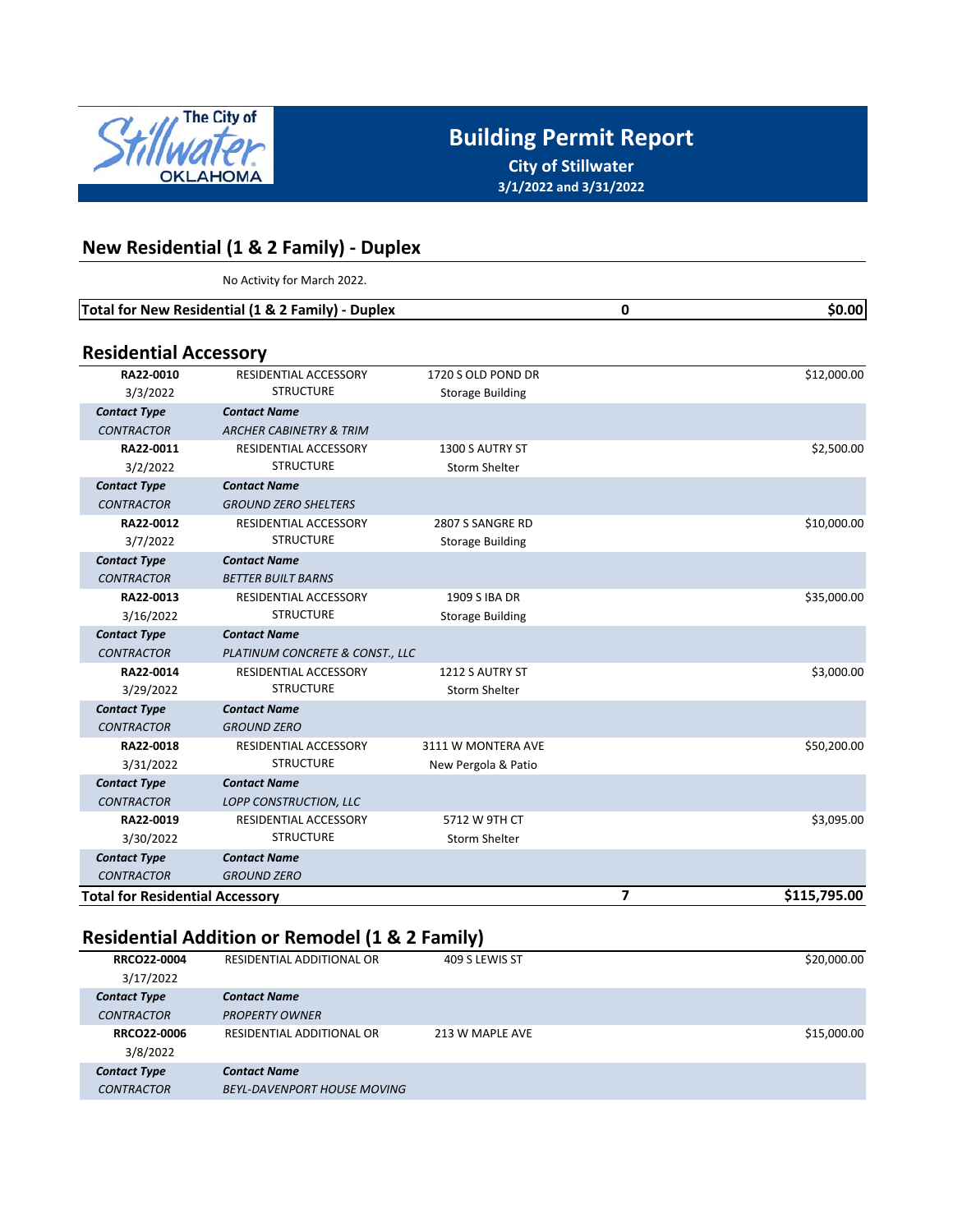# Building Permit Report

**City of Stillwater**

**3/1/2022 and 3/31/2022**

## New Residential (1 & 2 Family) - Duplex

No Activity for March 2022.

| **Total for New Residential (1 & 2 Family) - Duplex** | | | **0** | **$0.00** |
|---|---|---|---|---|

## Residential Accessory

| Permit # / Date | Type | Address / Description | | Valuation |
|---|---|---|---|---|
| **RA22-0010** 3/3/2022 | RESIDENTIAL ACCESSORY STRUCTURE | 1720 S OLD POND DR Storage Building | | $12,000.00 |
| ***Contact Type*** | ***Contact Name*** | | | |
| *CONTRACTOR* | *ARCHER CABINETRY & TRIM* | | | |
| **RA22-0011** 3/2/2022 | RESIDENTIAL ACCESSORY STRUCTURE | 1300 S AUTRY ST Storm Shelter | | $2,500.00 |
| ***Contact Type*** | ***Contact Name*** | | | |
| *CONTRACTOR* | *GROUND ZERO SHELTERS* | | | |
| **RA22-0012** 3/7/2022 | RESIDENTIAL ACCESSORY STRUCTURE | 2807 S SANGRE RD Storage Building | | $10,000.00 |
| ***Contact Type*** | ***Contact Name*** | | | |
| *CONTRACTOR* | *BETTER BUILT BARNS* | | | |
| **RA22-0013** 3/16/2022 | RESIDENTIAL ACCESSORY STRUCTURE | 1909 S IBA DR Storage Building | | $35,000.00 |
| ***Contact Type*** | ***Contact Name*** | | | |
| *CONTRACTOR* | *PLATINUM CONCRETE & CONST., LLC* | | | |
| **RA22-0014** 3/29/2022 | RESIDENTIAL ACCESSORY STRUCTURE | 1212 S AUTRY ST Storm Shelter | | $3,000.00 |
| ***Contact Type*** | ***Contact Name*** | | | |
| *CONTRACTOR* | *GROUND ZERO* | | | |
| **RA22-0018** 3/31/2022 | RESIDENTIAL ACCESSORY STRUCTURE | 3111 W MONTERA AVE New Pergola & Patio | | $50,200.00 |
| ***Contact Type*** | ***Contact Name*** | | | |
| *CONTRACTOR* | *LOPP CONSTRUCTION, LLC* | | | |
| **RA22-0019** 3/30/2022 | RESIDENTIAL ACCESSORY STRUCTURE | 5712 W 9TH CT Storm Shelter | | $3,095.00 |
| ***Contact Type*** | ***Contact Name*** | | | |
| *CONTRACTOR* | *GROUND ZERO* | | | |
| **Total for Residential Accessory** | | | **7** | **$115,795.00** |

## Residential Addition or Remodel (1 & 2 Family)

| Permit # / Date | Type | Address | | Valuation |
|---|---|---|---|---|
| **RRCO22-0004** 3/17/2022 | RESIDENTIAL ADDITIONAL OR | 409 S LEWIS ST | | $20,000.00 |
| ***Contact Type*** | ***Contact Name*** | | | |
| *CONTRACTOR* | *PROPERTY OWNER* | | | |
| **RRCO22-0006** 3/8/2022 | RESIDENTIAL ADDITIONAL OR | 213 W MAPLE AVE | | $15,000.00 |
| ***Contact Type*** | ***Contact Name*** | | | |
| *CONTRACTOR* | *BEYL-DAVENPORT HOUSE MOVING* | | | |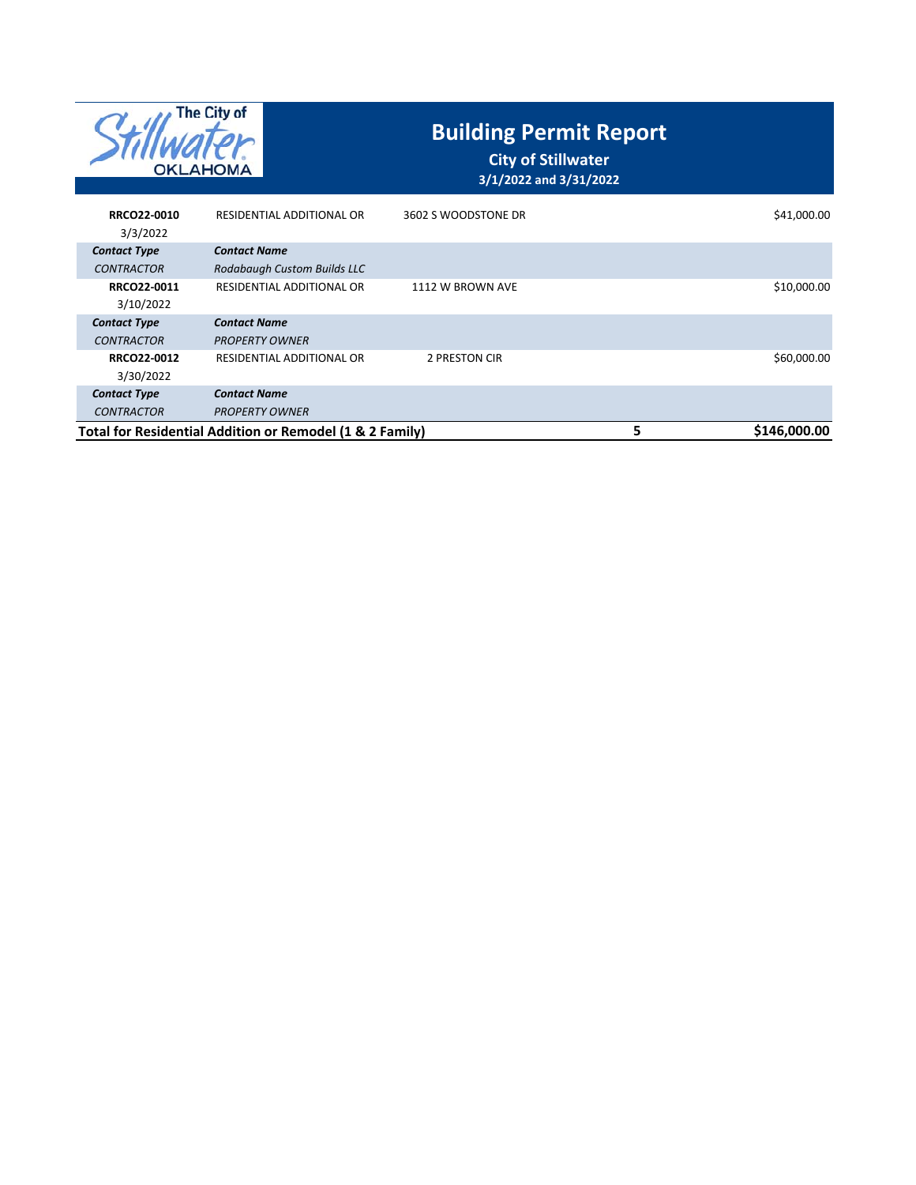# Building Permit Report

**City of Stillwater**

**3/1/2022 and 3/31/2022**

| | | | | |
|---|---|---|---|---|
| **RRCO22-0010** 3/3/2022 | RESIDENTIAL ADDITIONAL OR | 3602 S WOODSTONE DR | | $41,000.00 |
| ***Contact Type*** | ***Contact Name*** | | | |
| *CONTRACTOR* | *Rodabaugh Custom Builds LLC* | | | |
| **RRCO22-0011** 3/10/2022 | RESIDENTIAL ADDITIONAL OR | 1112 W BROWN AVE | | $10,000.00 |
| ***Contact Type*** | ***Contact Name*** | | | |
| *CONTRACTOR* | *PROPERTY OWNER* | | | |
| **RRCO22-0012** 3/30/2022 | RESIDENTIAL ADDITIONAL OR | 2 PRESTON CIR | | $60,000.00 |
| ***Contact Type*** | ***Contact Name*** | | | |
| *CONTRACTOR* | *PROPERTY OWNER* | | | |
| **Total for Residential Addition or Remodel (1 & 2 Family)** | | | **5** | **$146,000.00** |